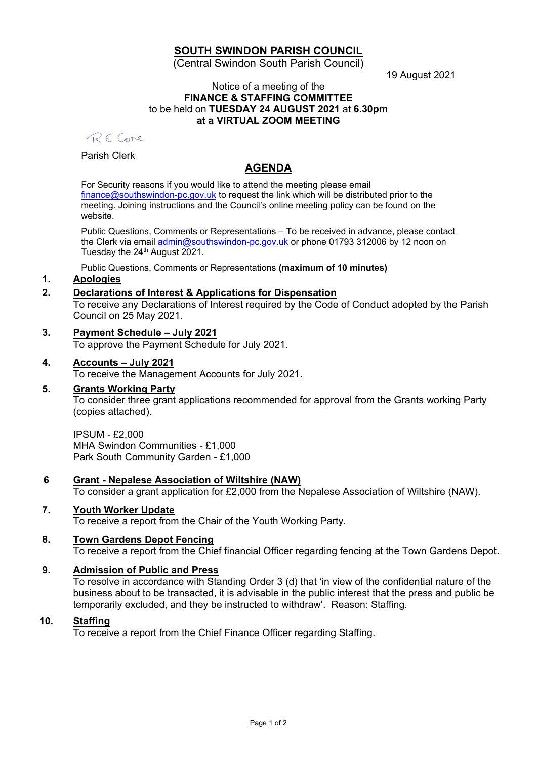# SOUTH SWINDON PARISH COUNCIL

(Central Swindon South Parish Council)

19 August 2021

Notice of a meeting of the
**FINANCE & STAFFING COMMITTEE**
to be held on **TUESDAY 24 AUGUST 2021** at **6.30pm**
**at a VIRTUAL ZOOM MEETING**

R E Cone

Parish Clerk

## AGENDA

For Security reasons if you would like to attend the meeting please email finance@southswindon-pc.gov.uk to request the link which will be distributed prior to the meeting. Joining instructions and the Council's online meeting policy can be found on the website.

Public Questions, Comments or Representations – To be received in advance, please contact the Clerk via email admin@southswindon-pc.gov.uk or phone 01793 312006 by 12 noon on Tuesday the 24th August 2021.

Public Questions, Comments or Representations **(maximum of 10 minutes)**

**1. Apologies**

**2. Declarations of Interest & Applications for Dispensation**
To receive any Declarations of Interest required by the Code of Conduct adopted by the Parish Council on 25 May 2021.

**3. Payment Schedule – July 2021**
To approve the Payment Schedule for July 2021.

**4. Accounts – July 2021**
To receive the Management Accounts for July 2021.

**5. Grants Working Party**
To consider three grant applications recommended for approval from the Grants working Party (copies attached).

IPSUM - £2,000
MHA Swindon Communities - £1,000
Park South Community Garden - £1,000

**6 Grant - Nepalese Association of Wiltshire (NAW)**
To consider a grant application for £2,000 from the Nepalese Association of Wiltshire (NAW).

**7. Youth Worker Update**
To receive a report from the Chair of the Youth Working Party.

**8. Town Gardens Depot Fencing**
To receive a report from the Chief financial Officer regarding fencing at the Town Gardens Depot.

**9. Admission of Public and Press**
To resolve in accordance with Standing Order 3 (d) that 'in view of the confidential nature of the business about to be transacted, it is advisable in the public interest that the press and public be temporarily excluded, and they be instructed to withdraw'. Reason: Staffing.

**10. Staffing**
To receive a report from the Chief Finance Officer regarding Staffing.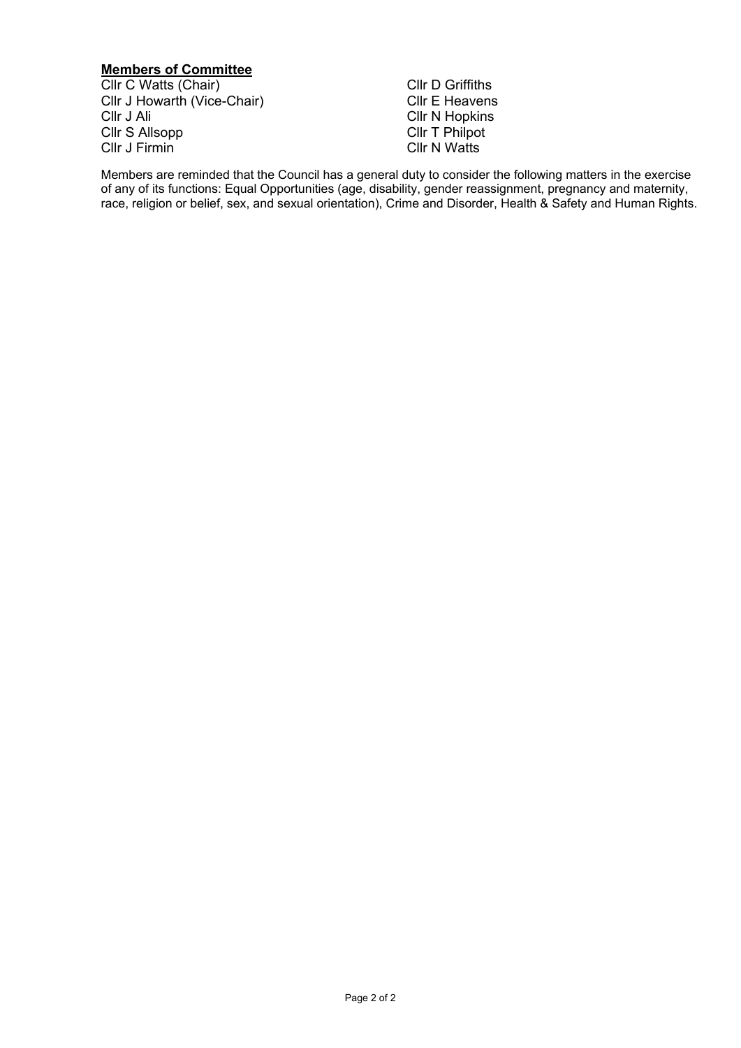**Members of Committee**

Cllr C Watts (Chair)
Cllr J Howarth (Vice-Chair)
Cllr J Ali
Cllr S Allsopp
Cllr J Firmin
Cllr D Griffiths
Cllr E Heavens
Cllr N Hopkins
Cllr T Philpot
Cllr N Watts

Members are reminded that the Council has a general duty to consider the following matters in the exercise of any of its functions: Equal Opportunities (age, disability, gender reassignment, pregnancy and maternity, race, religion or belief, sex, and sexual orientation), Crime and Disorder, Health & Safety and Human Rights.